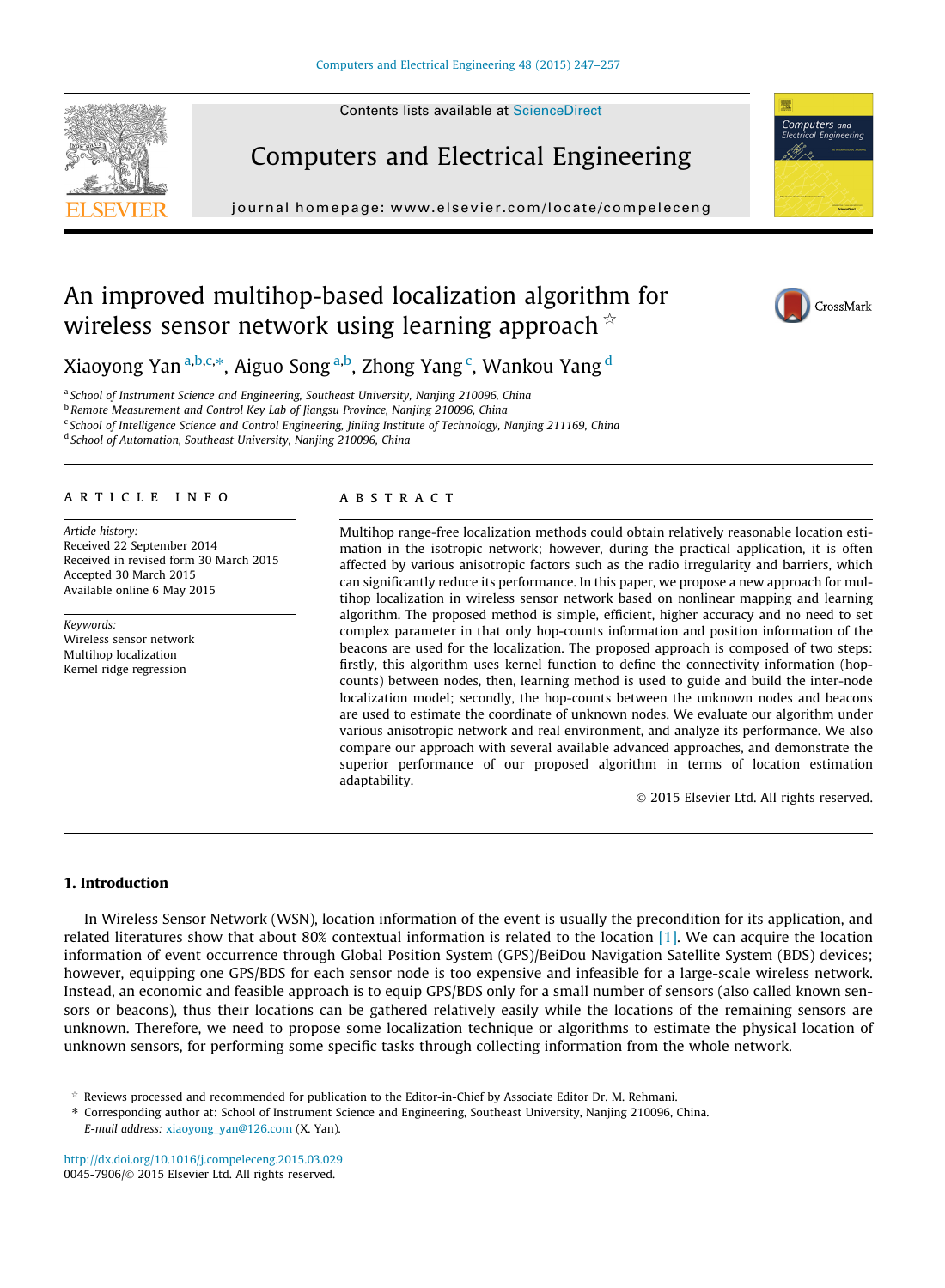# An improved multihop-based localization algorithm for wireless sensor network using learning approach ☆

Xiaoyong Yan [a,b,c,*], Aiguo Song [a,b], Zhong Yang [c], Wankou Yang [d]

[a] School of Instrument Science and Engineering, Southeast University, Nanjing 210096, China
[b] Remote Measurement and Control Key Lab of Jiangsu Province, Nanjing 210096, China
[c] School of Intelligence Science and Control Engineering, Jinling Institute of Technology, Nanjing 211169, China
[d] School of Automation, Southeast University, Nanjing 210096, China

## ARTICLE INFO

*Article history:*
Received 22 September 2014
Received in revised form 30 March 2015
Accepted 30 March 2015
Available online 6 May 2015

*Keywords:*
Wireless sensor network
Multihop localization
Kernel ridge regression

## ABSTRACT

Multihop range-free localization methods could obtain relatively reasonable location estimation in the isotropic network; however, during the practical application, it is often affected by various anisotropic factors such as the radio irregularity and barriers, which can significantly reduce its performance. In this paper, we propose a new approach for multihop localization in wireless sensor network based on nonlinear mapping and learning algorithm. The proposed method is simple, efficient, higher accuracy and no need to set complex parameter in that only hop-counts information and position information of the beacons are used for the localization. The proposed approach is composed of two steps: firstly, this algorithm uses kernel function to define the connectivity information (hop-counts) between nodes, then, learning method is used to guide and build the inter-node localization model; secondly, the hop-counts between the unknown nodes and beacons are used to estimate the coordinate of unknown nodes. We evaluate our algorithm under various anisotropic network and real environment, and analyze its performance. We also compare our approach with several available advanced approaches, and demonstrate the superior performance of our proposed algorithm in terms of location estimation adaptability.

© 2015 Elsevier Ltd. All rights reserved.

## 1. Introduction

In Wireless Sensor Network (WSN), location information of the event is usually the precondition for its application, and related literatures show that about 80% contextual information is related to the location [1]. We can acquire the location information of event occurrence through Global Position System (GPS)/BeiDou Navigation Satellite System (BDS) devices; however, equipping one GPS/BDS for each sensor node is too expensive and infeasible for a large-scale wireless network. Instead, an economic and feasible approach is to equip GPS/BDS only for a small number of sensors (also called known sensors or beacons), thus their locations can be gathered relatively easily while the locations of the remaining sensors are unknown. Therefore, we need to propose some localization technique or algorithms to estimate the physical location of unknown sensors, for performing some specific tasks through collecting information from the whole network.

☆ Reviews processed and recommended for publication to the Editor-in-Chief by Associate Editor Dr. M. Rehmani.
\* Corresponding author at: School of Instrument Science and Engineering, Southeast University, Nanjing 210096, China.
*E-mail address:* xiaoyong_yan@126.com (X. Yan).

http://dx.doi.org/10.1016/j.compeleceng.2015.03.029
0045-7906/© 2015 Elsevier Ltd. All rights reserved.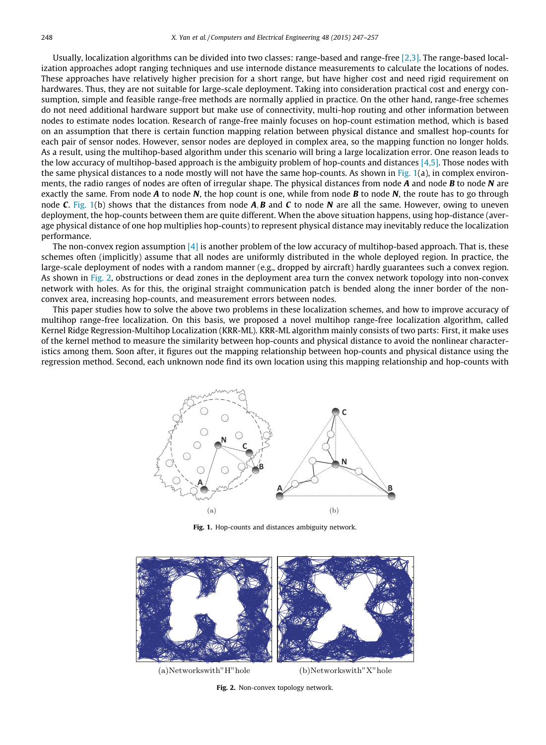Usually, localization algorithms can be divided into two classes: range-based and range-free [2,3]. The range-based localization approaches adopt ranging techniques and use internode distance measurements to calculate the locations of nodes. These approaches have relatively higher precision for a short range, but have higher cost and need rigid requirement on hardwares. Thus, they are not suitable for large-scale deployment. Taking into consideration practical cost and energy consumption, simple and feasible range-free methods are normally applied in practice. On the other hand, range-free schemes do not need additional hardware support but make use of connectivity, multi-hop routing and other information between nodes to estimate nodes location. Research of range-free mainly focuses on hop-count estimation method, which is based on an assumption that there is certain function mapping relation between physical distance and smallest hop-counts for each pair of sensor nodes. However, sensor nodes are deployed in complex area, so the mapping function no longer holds. As a result, using the multihop-based algorithm under this scenario will bring a large localization error. One reason leads to the low accuracy of multihop-based approach is the ambiguity problem of hop-counts and distances [4,5]. Those nodes with the same physical distances to a node mostly will not have the same hop-counts. As shown in Fig. 1(a), in complex environments, the radio ranges of nodes are often of irregular shape. The physical distances from node ***A*** and node ***B*** to node ***N*** are exactly the same. From node ***A*** to node ***N***, the hop count is one, while from node ***B*** to node ***N***, the route has to go through node ***C***. Fig. 1(b) shows that the distances from node ***A***, ***B*** and ***C*** to node ***N*** are all the same. However, owing to uneven deployment, the hop-counts between them are quite different. When the above situation happens, using hop-distance (average physical distance of one hop multiplies hop-counts) to represent physical distance may inevitably reduce the localization performance.

The non-convex region assumption [4] is another problem of the low accuracy of multihop-based approach. That is, these schemes often (implicitly) assume that all nodes are uniformly distributed in the whole deployed region. In practice, the large-scale deployment of nodes with a random manner (e.g., dropped by aircraft) hardly guarantees such a convex region. As shown in Fig. 2, obstructions or dead zones in the deployment area turn the convex network topology into non-convex network with holes. As for this, the original straight communication patch is bended along the inner border of the non-convex area, increasing hop-counts, and measurement errors between nodes.

This paper studies how to solve the above two problems in these localization schemes, and how to improve accuracy of multihop range-free localization. On this basis, we proposed a novel multihop range-free localization algorithm, called Kernel Ridge Regression-Multihop Localization (KRR-ML). KRR-ML algorithm mainly consists of two parts: First, it make uses of the kernel method to measure the similarity between hop-counts and physical distance to avoid the nonlinear characteristics among them. Soon after, it figures out the mapping relationship between hop-counts and physical distance using the regression method. Second, each unknown node find its own location using this mapping relationship and hop-counts with

(a) (b)

**Fig. 1.** Hop-counts and distances ambiguity network.

(a)Networkswith"H"hole (b)Networkswith"X"hole

**Fig. 2.** Non-convex topology network.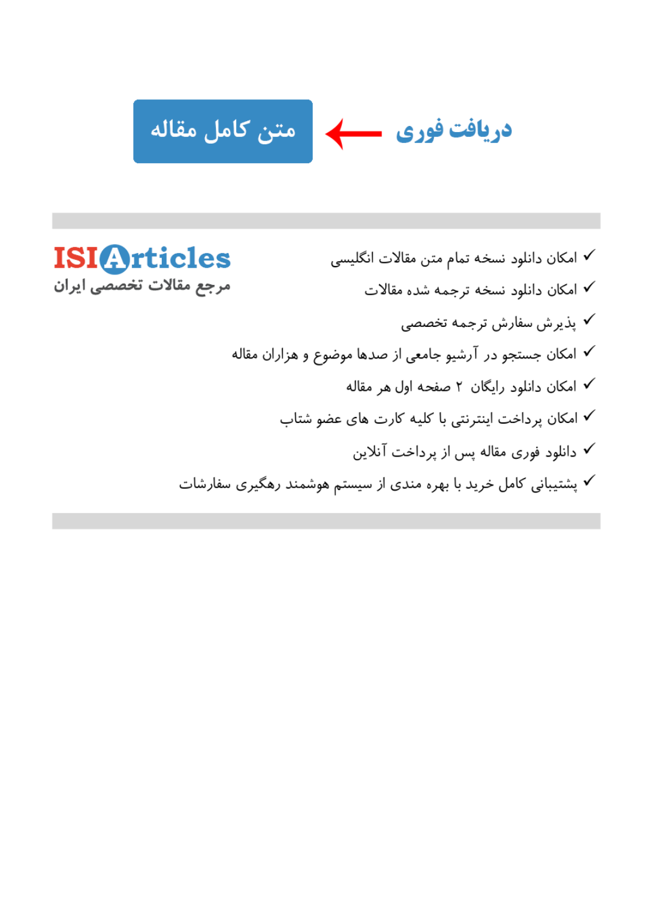دریافت فوری ← **متن کامل مقاله**

**ISIArticles**

مرجع مقالات تخصصی ایران

- ✓ امکان دانلود نسخه تمام متن مقالات انگلیسی
- ✓ امکان دانلود نسخه ترجمه شده مقالات
- ✓ پذیرش سفارش ترجمه تخصصی
- ✓ امکان جستجو در آرشیو جامعی از صدها موضوع و هزاران مقاله
- ✓ امکان دانلود رایگان ۲ صفحه اول هر مقاله
- ✓ امکان پرداخت اینترنتی با کلیه کارت های عضو شتاب
- ✓ دانلود فوری مقاله پس از پرداخت آنلاین
- ✓ پشتیبانی کامل خرید با بهره مندی از سیستم هوشمند رهگیری سفارشات